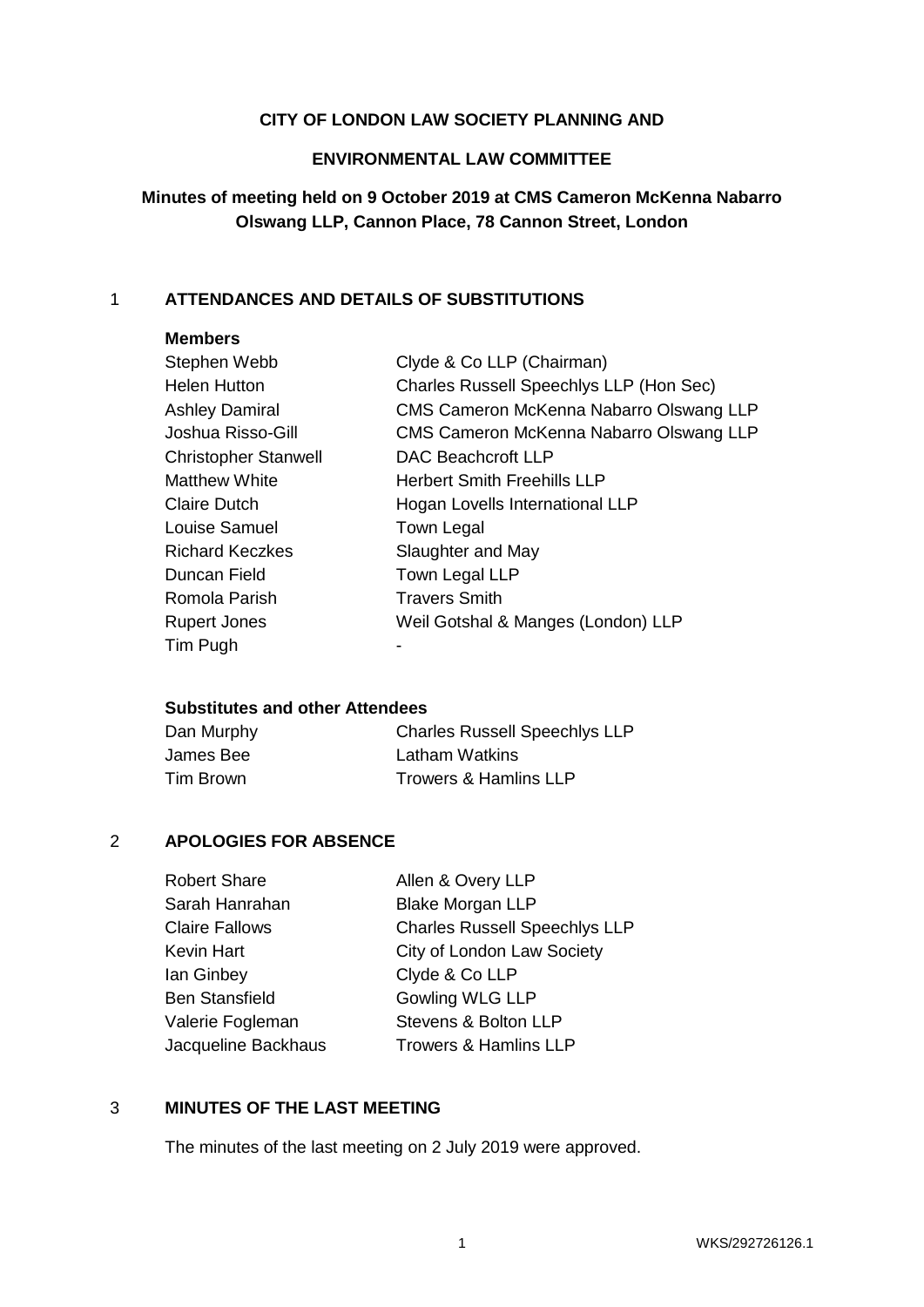**CITY OF LONDON LAW SOCIETY PLANNING AND**

**ENVIRONMENTAL LAW COMMITTEE**

**Minutes of meeting held on 9 October 2019 at CMS Cameron McKenna Nabarro Olswang LLP, Cannon Place, 78 Cannon Street, London**

## 1 ATTENDANCES AND DETAILS OF SUBSTITUTIONS

**Members**

| | |
|---|---|
| Stephen Webb | Clyde & Co LLP (Chairman) |
| Helen Hutton | Charles Russell Speechlys LLP (Hon Sec) |
| Ashley Damiral | CMS Cameron McKenna Nabarro Olswang LLP |
| Joshua Risso-Gill | CMS Cameron McKenna Nabarro Olswang LLP |
| Christopher Stanwell | DAC Beachcroft LLP |
| Matthew White | Herbert Smith Freehills LLP |
| Claire Dutch | Hogan Lovells International LLP |
| Louise Samuel | Town Legal |
| Richard Keczkes | Slaughter and May |
| Duncan Field | Town Legal LLP |
| Romola Parish | Travers Smith |
| Rupert Jones | Weil Gotshal & Manges (London) LLP |
| Tim Pugh | - |

**Substitutes and other Attendees**

| | |
|---|---|
| Dan Murphy | Charles Russell Speechlys LLP |
| James Bee | Latham Watkins |
| Tim Brown | Trowers & Hamlins LLP |

## 2 APOLOGIES FOR ABSENCE

| | |
|---|---|
| Robert Share | Allen & Overy LLP |
| Sarah Hanrahan | Blake Morgan LLP |
| Claire Fallows | Charles Russell Speechlys LLP |
| Kevin Hart | City of London Law Society |
| Ian Ginbey | Clyde & Co LLP |
| Ben Stansfield | Gowling WLG LLP |
| Valerie Fogleman | Stevens & Bolton LLP |
| Jacqueline Backhaus | Trowers & Hamlins LLP |

## 3 MINUTES OF THE LAST MEETING

The minutes of the last meeting on 2 July 2019 were approved.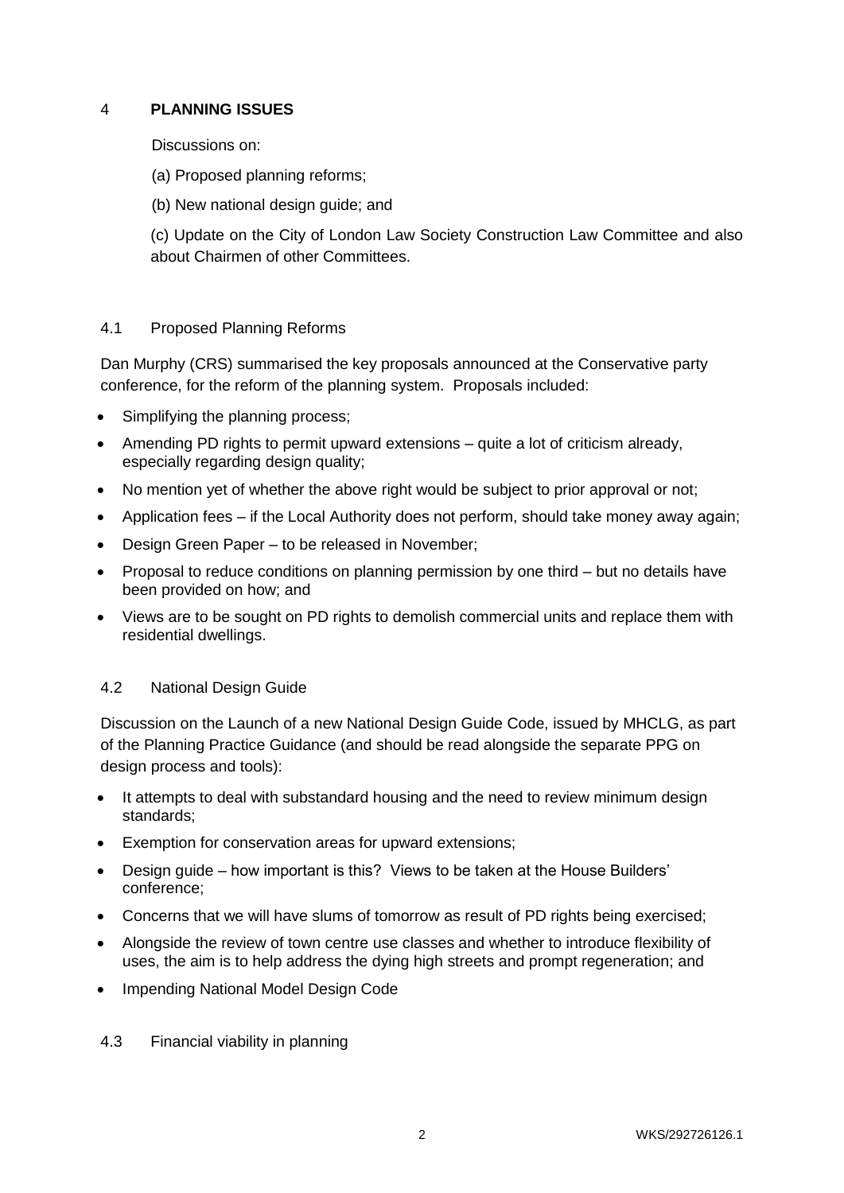## 4 PLANNING ISSUES

Discussions on:

(a) Proposed planning reforms;

(b) New national design guide; and

(c) Update on the City of London Law Society Construction Law Committee and also about Chairmen of other Committees.

### 4.1 Proposed Planning Reforms

Dan Murphy (CRS) summarised the key proposals announced at the Conservative party conference, for the reform of the planning system. Proposals included:

- Simplifying the planning process;
- Amending PD rights to permit upward extensions – quite a lot of criticism already, especially regarding design quality;
- No mention yet of whether the above right would be subject to prior approval or not;
- Application fees – if the Local Authority does not perform, should take money away again;
- Design Green Paper – to be released in November;
- Proposal to reduce conditions on planning permission by one third – but no details have been provided on how; and
- Views are to be sought on PD rights to demolish commercial units and replace them with residential dwellings.

### 4.2 National Design Guide

Discussion on the Launch of a new National Design Guide Code, issued by MHCLG, as part of the Planning Practice Guidance (and should be read alongside the separate PPG on design process and tools):

- It attempts to deal with substandard housing and the need to review minimum design standards;
- Exemption for conservation areas for upward extensions;
- Design guide – how important is this? Views to be taken at the House Builders' conference;
- Concerns that we will have slums of tomorrow as result of PD rights being exercised;
- Alongside the review of town centre use classes and whether to introduce flexibility of uses, the aim is to help address the dying high streets and prompt regeneration; and
- Impending National Model Design Code

### 4.3 Financial viability in planning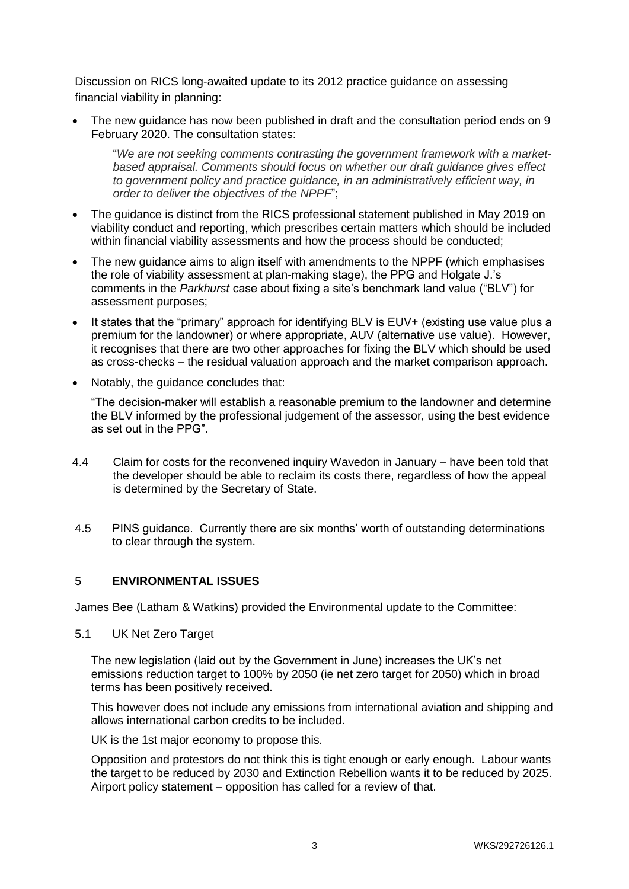Discussion on RICS long-awaited update to its 2012 practice guidance on assessing financial viability in planning:

- The new guidance has now been published in draft and the consultation period ends on 9 February 2020. The consultation states:

  "*We are not seeking comments contrasting the government framework with a market-based appraisal. Comments should focus on whether our draft guidance gives effect to government policy and practice guidance, in an administratively efficient way, in order to deliver the objectives of the NPPF*";

- The guidance is distinct from the RICS professional statement published in May 2019 on viability conduct and reporting, which prescribes certain matters which should be included within financial viability assessments and how the process should be conducted;
- The new guidance aims to align itself with amendments to the NPPF (which emphasises the role of viability assessment at plan-making stage), the PPG and Holgate J.'s comments in the *Parkhurst* case about fixing a site's benchmark land value ("BLV") for assessment purposes;
- It states that the "primary" approach for identifying BLV is EUV+ (existing use value plus a premium for the landowner) or where appropriate, AUV (alternative use value). However, it recognises that there are two other approaches for fixing the BLV which should be used as cross-checks – the residual valuation approach and the market comparison approach.
- Notably, the guidance concludes that:

  "The decision-maker will establish a reasonable premium to the landowner and determine the BLV informed by the professional judgement of the assessor, using the best evidence as set out in the PPG".

4.4 Claim for costs for the reconvened inquiry Wavedon in January – have been told that the developer should be able to reclaim its costs there, regardless of how the appeal is determined by the Secretary of State.

4.5 PINS guidance. Currently there are six months' worth of outstanding determinations to clear through the system.

## 5 ENVIRONMENTAL ISSUES

James Bee (Latham & Watkins) provided the Environmental update to the Committee:

5.1 UK Net Zero Target

The new legislation (laid out by the Government in June) increases the UK's net emissions reduction target to 100% by 2050 (ie net zero target for 2050) which in broad terms has been positively received.

This however does not include any emissions from international aviation and shipping and allows international carbon credits to be included.

UK is the 1st major economy to propose this.

Opposition and protestors do not think this is tight enough or early enough. Labour wants the target to be reduced by 2030 and Extinction Rebellion wants it to be reduced by 2025. Airport policy statement – opposition has called for a review of that.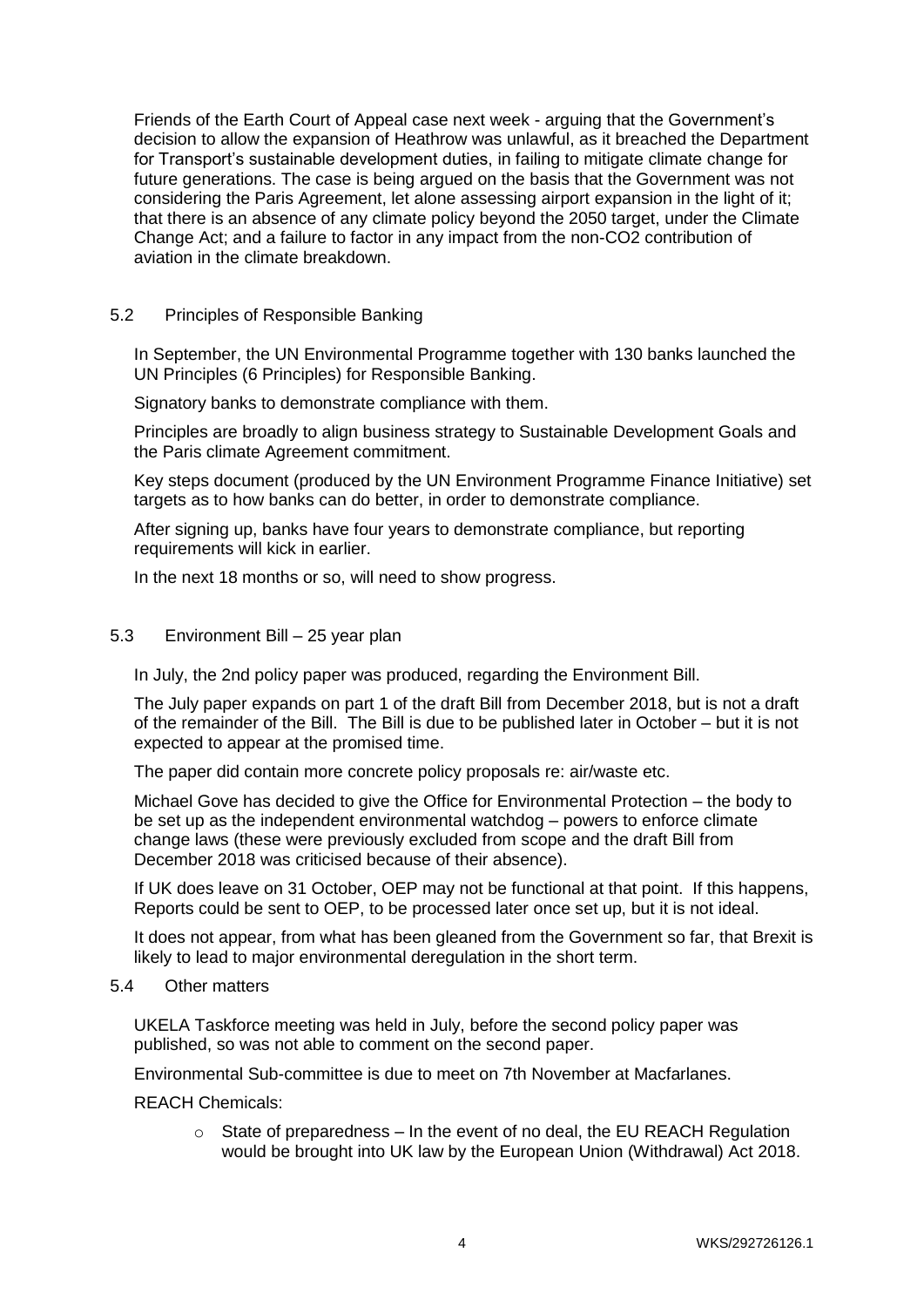Friends of the Earth Court of Appeal case next week - arguing that the Government's decision to allow the expansion of Heathrow was unlawful, as it breached the Department for Transport's sustainable development duties, in failing to mitigate climate change for future generations. The case is being argued on the basis that the Government was not considering the Paris Agreement, let alone assessing airport expansion in the light of it; that there is an absence of any climate policy beyond the 2050 target, under the Climate Change Act; and a failure to factor in any impact from the non-$CO_2$ contribution of aviation in the climate breakdown.

5.2 Principles of Responsible Banking

In September, the UN Environmental Programme together with 130 banks launched the UN Principles (6 Principles) for Responsible Banking.

Signatory banks to demonstrate compliance with them.

Principles are broadly to align business strategy to Sustainable Development Goals and the Paris climate Agreement commitment.

Key steps document (produced by the UN Environment Programme Finance Initiative) set targets as to how banks can do better, in order to demonstrate compliance.

After signing up, banks have four years to demonstrate compliance, but reporting requirements will kick in earlier.

In the next 18 months or so, will need to show progress.

5.3 Environment Bill – 25 year plan

In July, the 2nd policy paper was produced, regarding the Environment Bill.

The July paper expands on part 1 of the draft Bill from December 2018, but is not a draft of the remainder of the Bill. The Bill is due to be published later in October – but it is not expected to appear at the promised time.

The paper did contain more concrete policy proposals re: air/waste etc.

Michael Gove has decided to give the Office for Environmental Protection – the body to be set up as the independent environmental watchdog – powers to enforce climate change laws (these were previously excluded from scope and the draft Bill from December 2018 was criticised because of their absence).

If UK does leave on 31 October, OEP may not be functional at that point. If this happens, Reports could be sent to OEP, to be processed later once set up, but it is not ideal.

It does not appear, from what has been gleaned from the Government so far, that Brexit is likely to lead to major environmental deregulation in the short term.

5.4 Other matters

UKELA Taskforce meeting was held in July, before the second policy paper was published, so was not able to comment on the second paper.

Environmental Sub-committee is due to meet on 7th November at Macfarlanes.

REACH Chemicals:

- State of preparedness – In the event of no deal, the EU REACH Regulation would be brought into UK law by the European Union (Withdrawal) Act 2018.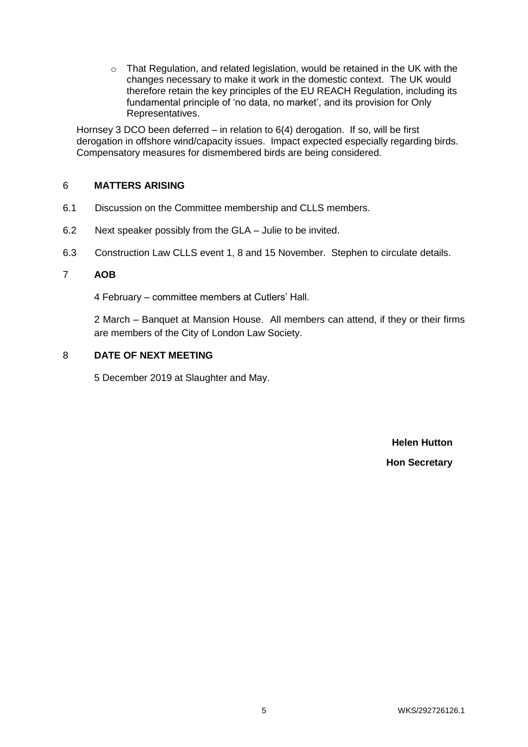- That Regulation, and related legislation, would be retained in the UK with the changes necessary to make it work in the domestic context. The UK would therefore retain the key principles of the EU REACH Regulation, including its fundamental principle of 'no data, no market', and its provision for Only Representatives.

Hornsey 3 DCO been deferred – in relation to 6(4) derogation. If so, will be first derogation in offshore wind/capacity issues. Impact expected especially regarding birds. Compensatory measures for dismembered birds are being considered.

## 6 MATTERS ARISING

6.1 Discussion on the Committee membership and CLLS members.

6.2 Next speaker possibly from the GLA – Julie to be invited.

6.3 Construction Law CLLS event 1, 8 and 15 November. Stephen to circulate details.

## 7 AOB

4 February – committee members at Cutlers' Hall.

2 March – Banquet at Mansion House. All members can attend, if they or their firms are members of the City of London Law Society.

## 8 DATE OF NEXT MEETING

5 December 2019 at Slaughter and May.

**Helen Hutton**

**Hon Secretary**

WKS/292726126.1